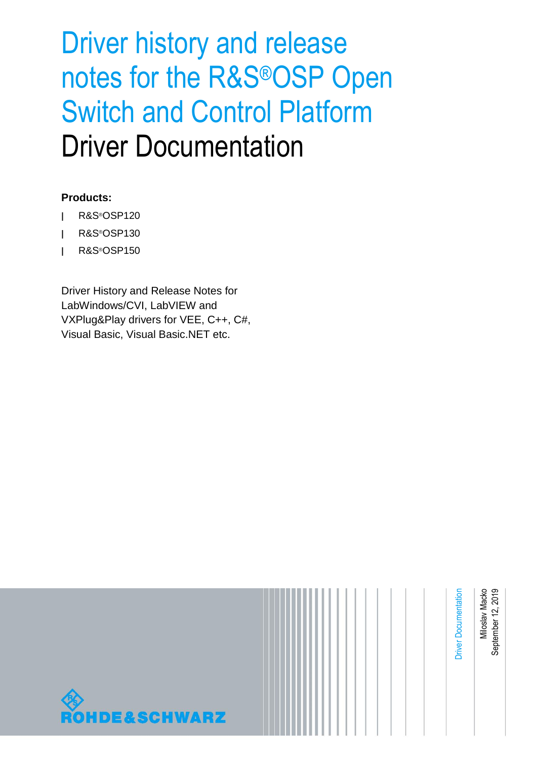# Driver history and release notes for the R&S®OSP Open Switch and Control Platform Driver Documentation

**Products:**

- R&S®OSP120
- R&S®OSP130
- R&S®OSP150

Driver History and Release Notes for LabWindows/CVI, LabVIEW and VXPlug&Play drivers for VEE, C++, C#, Visual Basic, Visual Basic.NET etc.

Driver Documentation

Miloslav Macko
September 12, 2019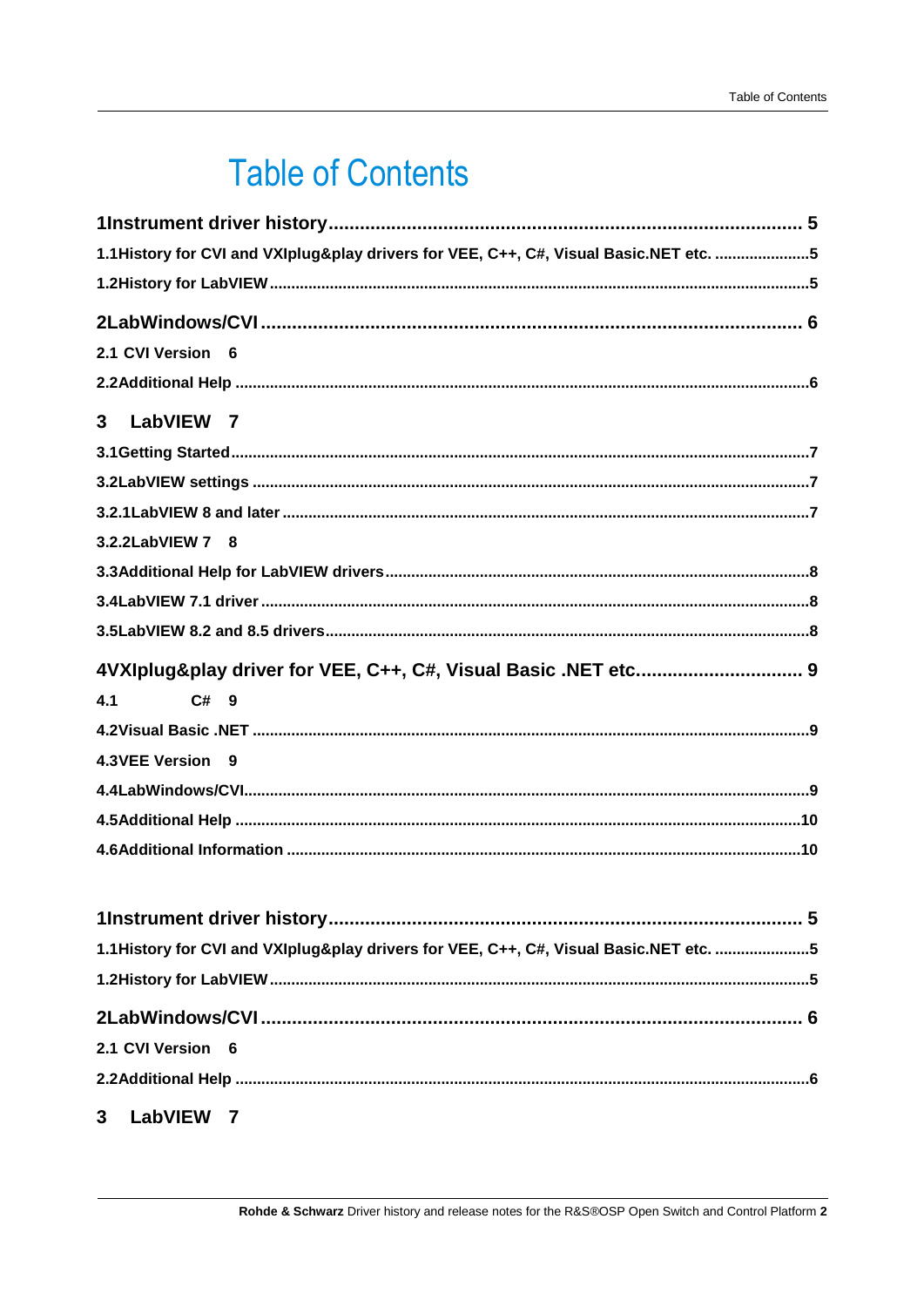# Table of Contents

**1Instrument driver history .......................................................................................... 5**

**1.1History for CVI and VXIplug&play drivers for VEE, C++, C#, Visual Basic.NET etc. ......................5**

**1.2History for LabVIEW ............................................................................................................................5**

**2LabWindows/CVI ........................................................................................................ 6**

**2.1 CVI Version 6**

**2.2Additional Help ......................................................................................................................................6**

**3 LabVIEW 7**

**3.1Getting Started .......................................................................................................................................7**

**3.2LabVIEW settings ..................................................................................................................................7**

**3.2.1LabVIEW 8 and later ..........................................................................................................................7**

**3.2.2LabVIEW 7 8**

**3.3Additional Help for LabVIEW drivers ..................................................................................................8**

**3.4LabVIEW 7.1 driver ...............................................................................................................................8**

**3.5LabVIEW 8.2 and 8.5 drivers................................................................................................................8**

**4VXIplug&play driver for VEE, C++, C#, Visual Basic .NET etc. ............................... 9**

**4.1 C# 9**

**4.2Visual Basic .NET .................................................................................................................................9**

**4.3VEE Version 9**

**4.4LabWindows/CVI...................................................................................................................................9**

**4.5Additional Help ....................................................................................................................................10**

**4.6Additional Information ........................................................................................................................10**

**1Instrument driver history .......................................................................................... 5**

**1.1History for CVI and VXIplug&play drivers for VEE, C++, C#, Visual Basic.NET etc. ......................5**

**1.2History for LabVIEW ............................................................................................................................5**

**2LabWindows/CVI ........................................................................................................ 6**

**2.1 CVI Version 6**

**2.2Additional Help ......................................................................................................................................6**

**3 LabVIEW 7**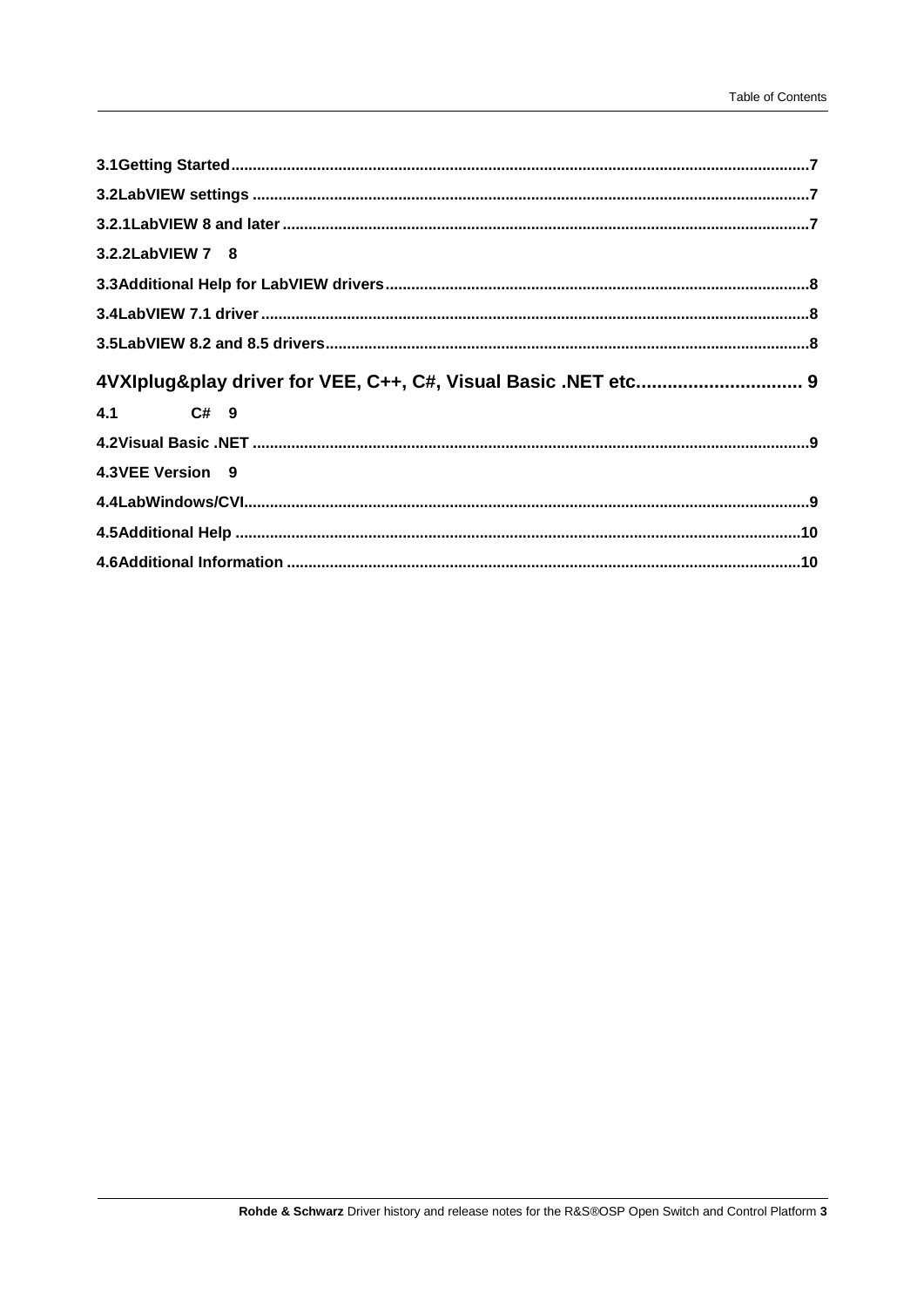3.1Getting Started......................................................................................................................................7

3.2LabVIEW settings .................................................................................................................................7

3.2.1LabVIEW 8 and later ..........................................................................................................................7

3.2.2LabVIEW 7 8

3.3Additional Help for LabVIEW drivers..................................................................................................8

3.4LabVIEW 7.1 driver ..............................................................................................................................8

3.5LabVIEW 8.2 and 8.5 drivers................................................................................................................8

**4VXIplug&play driver for VEE, C++, C#, Visual Basic .NET etc................................ 9**

4.1 C# 9

4.2Visual Basic .NET .................................................................................................................................9

4.3VEE Version 9

4.4LabWindows/CVI..................................................................................................................................9

4.5Additional Help ..................................................................................................................................10

4.6Additional Information .......................................................................................................................10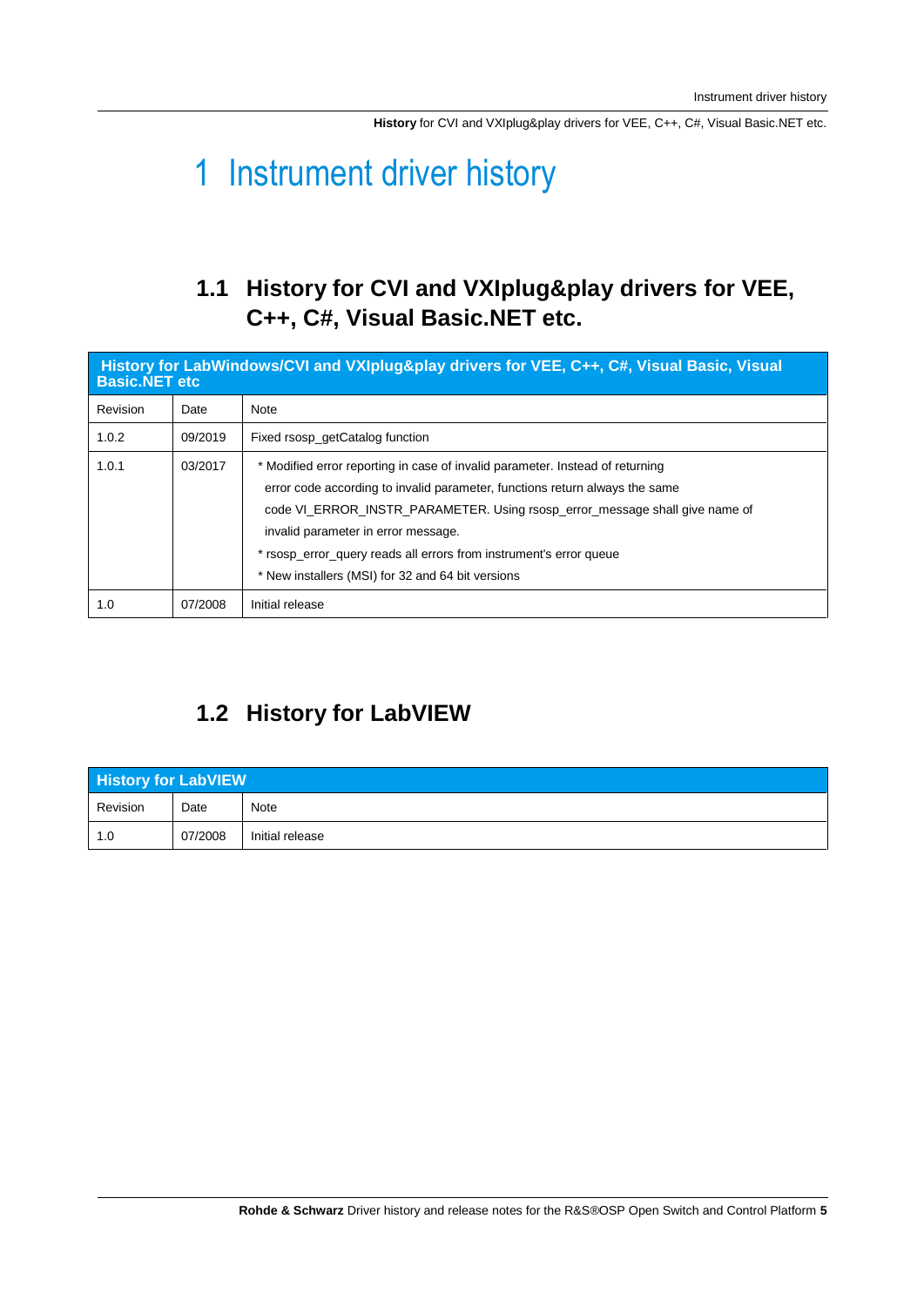# 1 Instrument driver history

## 1.1 History for CVI and VXIplug&play drivers for VEE, C++, C#, Visual Basic.NET etc.

| History for LabWindows/CVI and VXIplug&play drivers for VEE, C++, C#, Visual Basic, Visual Basic.NET etc | | |
|---|---|---|
| Revision | Date | Note |
| 1.0.2 | 09/2019 | Fixed rsosp_getCatalog function |
| 1.0.1 | 03/2017 | * Modified error reporting in case of invalid parameter. Instead of returning error code according to invalid parameter, functions return always the same code VI_ERROR_INSTR_PARAMETER. Using rsosp_error_message shall give name of invalid parameter in error message.<br>* rsosp_error_query reads all errors from instrument's error queue<br>* New installers (MSI) for 32 and 64 bit versions |
| 1.0 | 07/2008 | Initial release |

## 1.2 History for LabVIEW

| History for LabVIEW | | |
|---|---|---|
| Revision | Date | Note |
| 1.0 | 07/2008 | Initial release |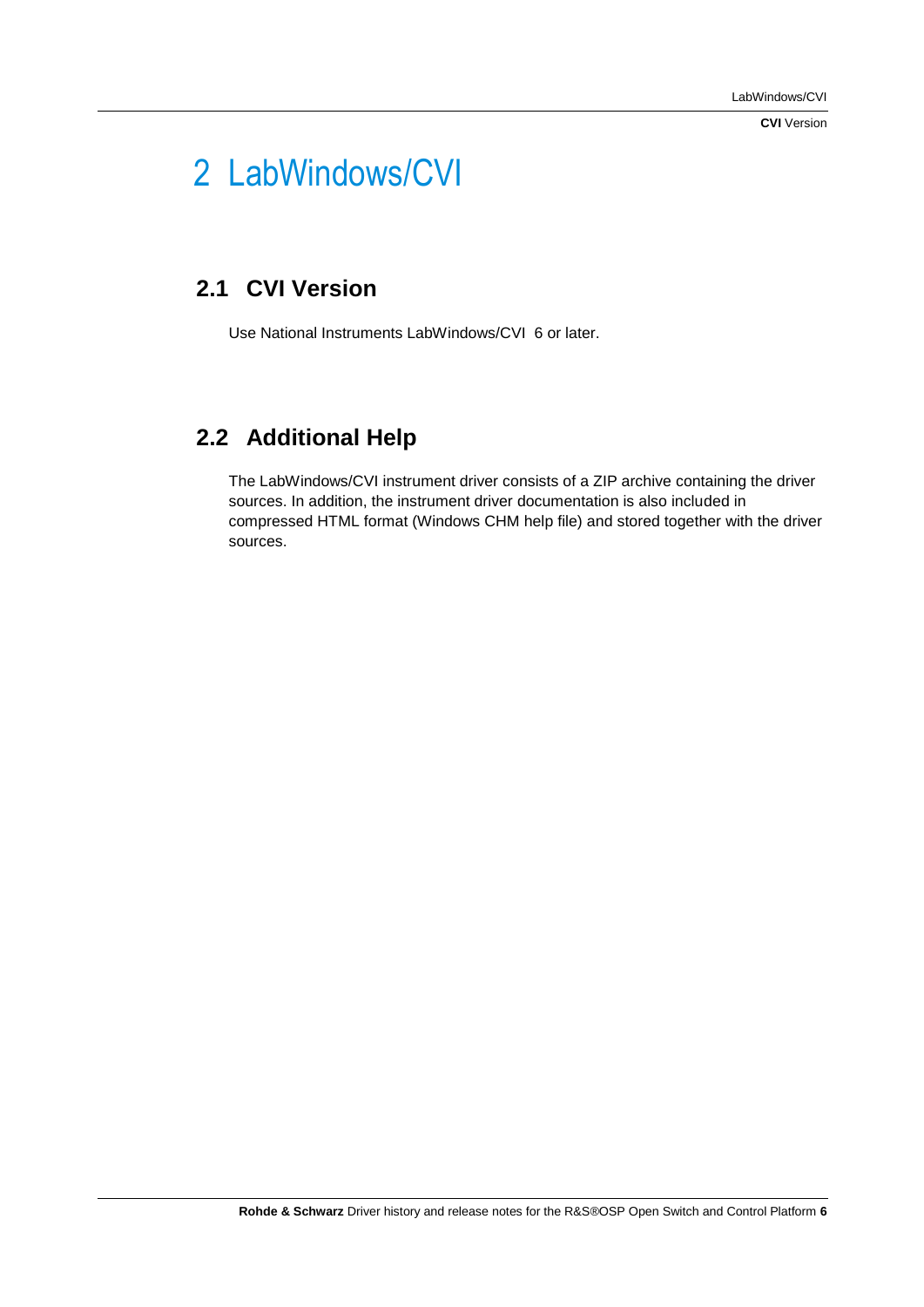# 2 LabWindows/CVI

## 2.1 CVI Version

Use National Instruments LabWindows/CVI 6 or later.

## 2.2 Additional Help

The LabWindows/CVI instrument driver consists of a ZIP archive containing the driver sources. In addition, the instrument driver documentation is also included in compressed HTML format (Windows CHM help file) and stored together with the driver sources.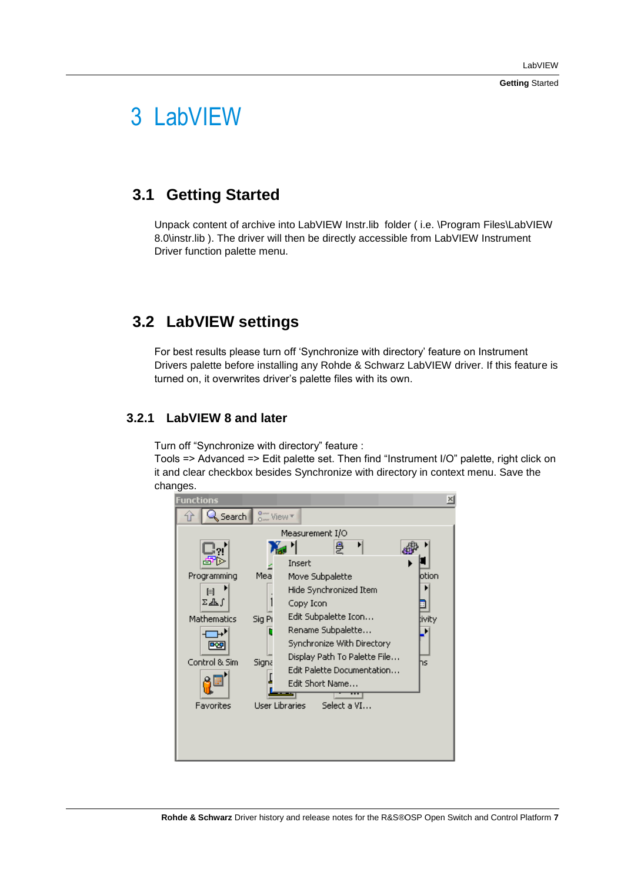# 3 LabVIEW

## 3.1 Getting Started

Unpack content of archive into LabVIEW Instr.lib folder ( i.e. \Program Files\LabVIEW 8.0\instr.lib ). The driver will then be directly accessible from LabVIEW Instrument Driver function palette menu.

## 3.2 LabVIEW settings

For best results please turn off 'Synchronize with directory' feature on Instrument Drivers palette before installing any Rohde & Schwarz LabVIEW driver. If this feature is turned on, it overwrites driver's palette files with its own.

### 3.2.1 LabVIEW 8 and later

Turn off "Synchronize with directory" feature :
Tools => Advanced => Edit palette set. Then find "Instrument I/O" palette, right click on it and clear checkbox besides Synchronize with directory in context menu. Save the changes.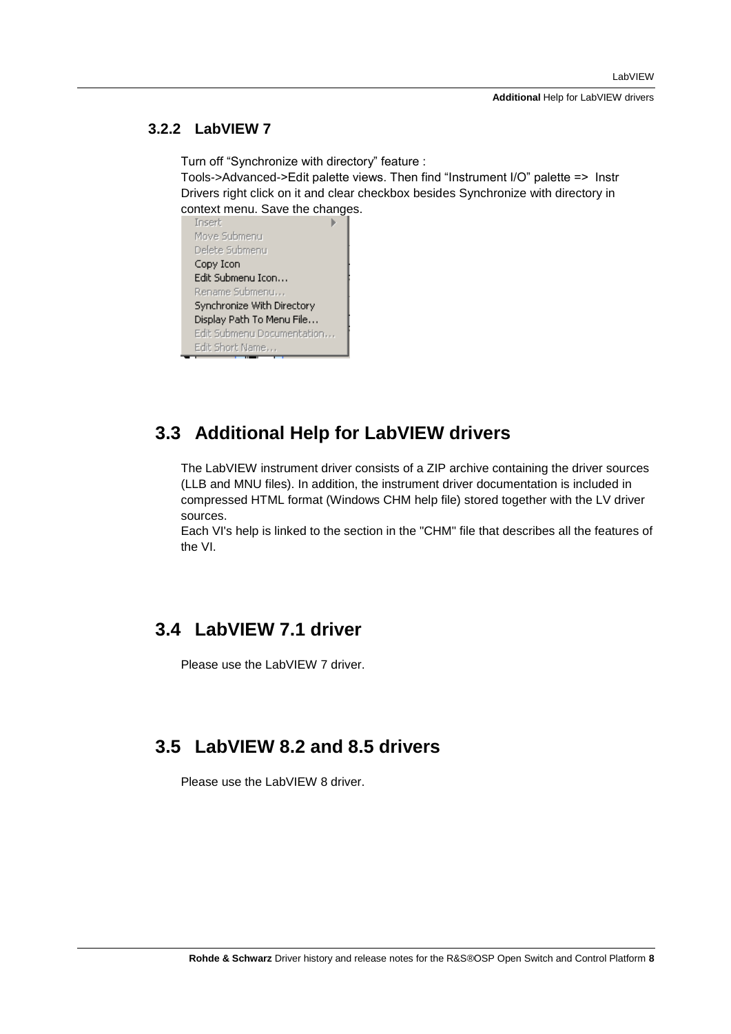### 3.2.2 LabVIEW 7

Turn off “Synchronize with directory” feature :
Tools->Advanced->Edit palette views. Then find “Instrument I/O” palette => Instr Drivers right click on it and clear checkbox besides Synchronize with directory in context menu. Save the changes.

Insert
Move Submenu
Delete Submenu
Copy Icon
Edit Submenu Icon…
Rename Submenu…
Synchronize With Directory
Display Path To Menu File…
Edit Submenu Documentation…
Edit Short Name…

## 3.3 Additional Help for LabVIEW drivers

The LabVIEW instrument driver consists of a ZIP archive containing the driver sources (LLB and MNU files). In addition, the instrument driver documentation is included in compressed HTML format (Windows CHM help file) stored together with the LV driver sources.
Each VI's help is linked to the section in the "CHM" file that describes all the features of the VI.

## 3.4 LabVIEW 7.1 driver

Please use the LabVIEW 7 driver.

## 3.5 LabVIEW 8.2 and 8.5 drivers

Please use the LabVIEW 8 driver.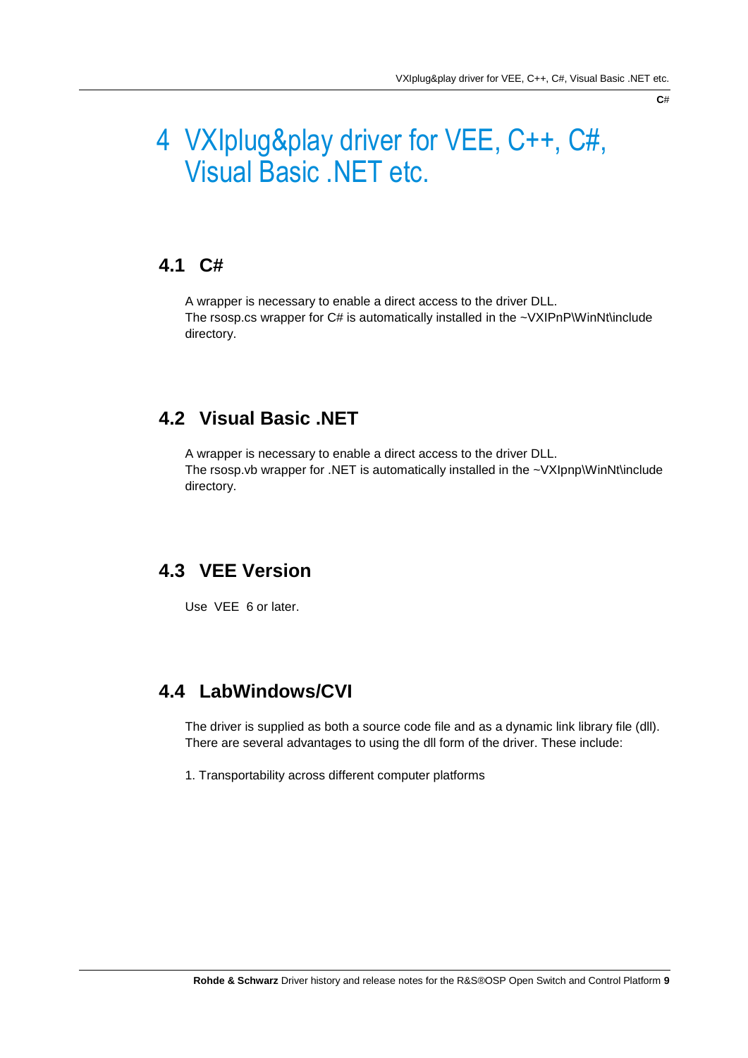# 4 VXIplug&play driver for VEE, C++, C#, Visual Basic .NET etc.

## 4.1 C#

A wrapper is necessary to enable a direct access to the driver DLL.
The rsosp.cs wrapper for C# is automatically installed in the ~VXIPnP\WinNt\include directory.

## 4.2 Visual Basic .NET

A wrapper is necessary to enable a direct access to the driver DLL.
The rsosp.vb wrapper for .NET is automatically installed in the ~VXIpnp\WinNt\include directory.

## 4.3 VEE Version

Use VEE 6 or later.

## 4.4 LabWindows/CVI

The driver is supplied as both a source code file and as a dynamic link library file (dll). There are several advantages to using the dll form of the driver. These include:

1. Transportability across different computer platforms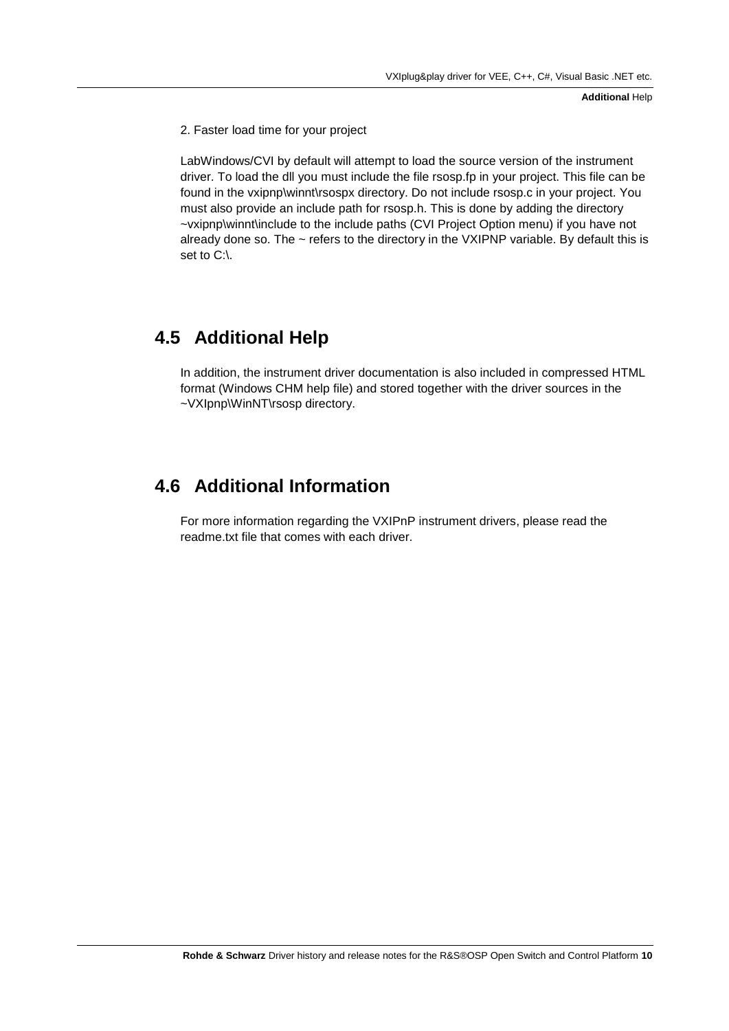2. Faster load time for your project

LabWindows/CVI by default will attempt to load the source version of the instrument driver. To load the dll you must include the file rsosp.fp in your project. This file can be found in the vxipnp\winnt\rsospx directory. Do not include rsosp.c in your project. You must also provide an include path for rsosp.h. This is done by adding the directory ~vxipnp\winnt\include to the include paths (CVI Project Option menu) if you have not already done so. The ~ refers to the directory in the VXIPNP variable. By default this is set to C:\.

## 4.5 Additional Help

In addition, the instrument driver documentation is also included in compressed HTML format (Windows CHM help file) and stored together with the driver sources in the ~VXIpnp\WinNT\rsosp directory.

## 4.6 Additional Information

For more information regarding the VXIPnP instrument drivers, please read the readme.txt file that comes with each driver.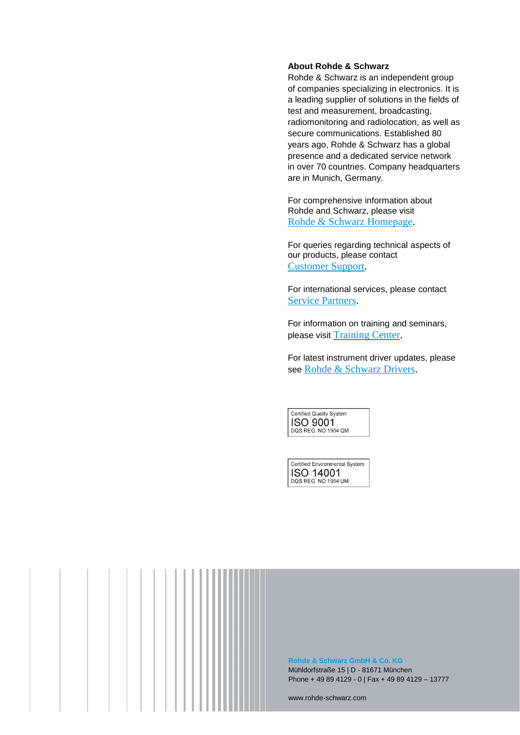**About Rohde & Schwarz**

Rohde & Schwarz is an independent group of companies specializing in electronics. It is a leading supplier of solutions in the fields of test and measurement, broadcasting, radiomonitoring and radiolocation, as well as secure communications. Established 80 years ago, Rohde & Schwarz has a global presence and a dedicated service network in over 70 countries. Company headquarters are in Munich, Germany.

For comprehensive information about Rohde and Schwarz, please visit Rohde & Schwarz Homepage.

For queries regarding technical aspects of our products, please contact Customer Support.

For international services, please contact Service Partners.

For information on training and seminars, please visit Training Center.

For latest instrument driver updates, please see Rohde & Schwarz Drivers.

Certified Quality System
ISO 9001
DQS REG. NO 1954 QM

Certified Environmental System
ISO 14001
DQS REG. NO 1954 UM

**Rohde & Schwarz GmbH & Co. KG**
Mühldorfstraße 15 | D - 81671 München
Phone + 49 89 4129 - 0 | Fax + 49 89 4129 – 13777

www.rohde-schwarz.com